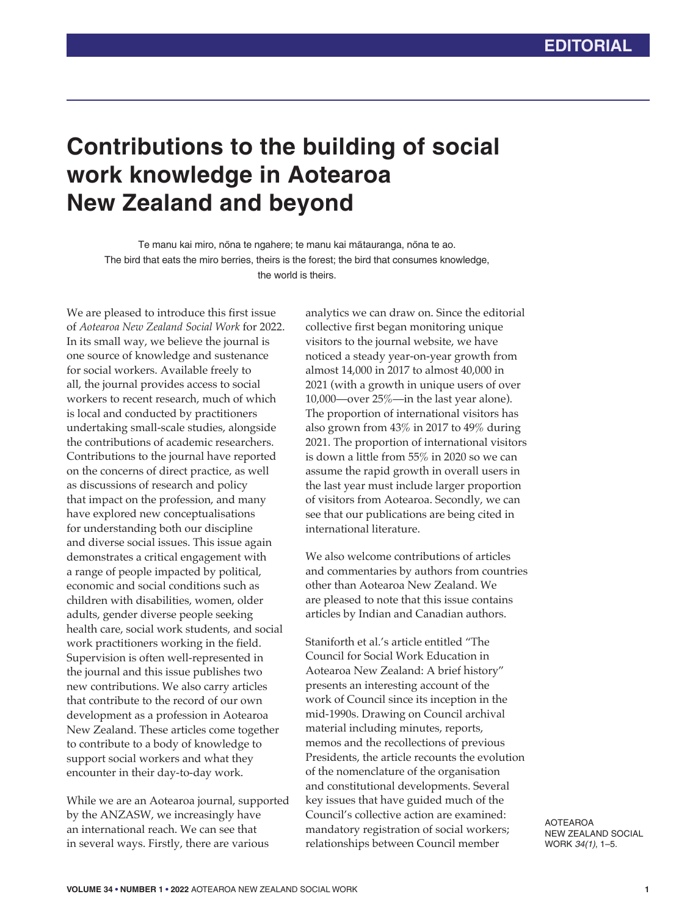EDITORIAL

# Contributions to the building of social work knowledge in Aotearoa New Zealand and beyond

Te manu kai miro, nōna te ngahere; te manu kai mātauranga, nōna te ao.
The bird that eats the miro berries, theirs is the forest; the bird that consumes knowledge, the world is theirs.

We are pleased to introduce this first issue of *Aotearoa New Zealand Social Work* for 2022. In its small way, we believe the journal is one source of knowledge and sustenance for social workers. Available freely to all, the journal provides access to social workers to recent research, much of which is local and conducted by practitioners undertaking small-scale studies, alongside the contributions of academic researchers. Contributions to the journal have reported on the concerns of direct practice, as well as discussions of research and policy that impact on the profession, and many have explored new conceptualisations for understanding both our discipline and diverse social issues. This issue again demonstrates a critical engagement with a range of people impacted by political, economic and social conditions such as children with disabilities, women, older adults, gender diverse people seeking health care, social work students, and social work practitioners working in the field. Supervision is often well-represented in the journal and this issue publishes two new contributions. We also carry articles that contribute to the record of our own development as a profession in Aotearoa New Zealand. These articles come together to contribute to a body of knowledge to support social workers and what they encounter in their day-to-day work.

While we are an Aotearoa journal, supported by the ANZASW, we increasingly have an international reach. We can see that in several ways. Firstly, there are various analytics we can draw on. Since the editorial collective first began monitoring unique visitors to the journal website, we have noticed a steady year-on-year growth from almost 14,000 in 2017 to almost 40,000 in 2021 (with a growth in unique users of over 10,000—over 25%—in the last year alone). The proportion of international visitors has also grown from 43% in 2017 to 49% during 2021. The proportion of international visitors is down a little from 55% in 2020 so we can assume the rapid growth in overall users in the last year must include larger proportion of visitors from Aotearoa. Secondly, we can see that our publications are being cited in international literature.

We also welcome contributions of articles and commentaries by authors from countries other than Aotearoa New Zealand. We are pleased to note that this issue contains articles by Indian and Canadian authors.

Staniforth et al.'s article entitled "The Council for Social Work Education in Aotearoa New Zealand: A brief history" presents an interesting account of the work of Council since its inception in the mid-1990s. Drawing on Council archival material including minutes, reports, memos and the recollections of previous Presidents, the article recounts the evolution of the nomenclature of the organisation and constitutional developments. Several key issues that have guided much of the Council's collective action are examined: mandatory registration of social workers; relationships between Council member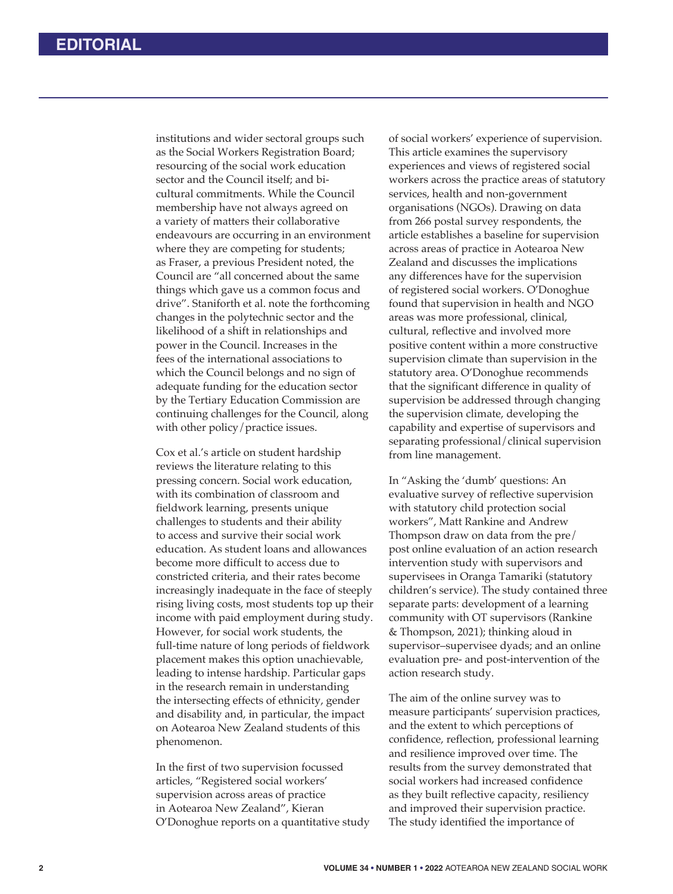institutions and wider sectoral groups such as the Social Workers Registration Board; resourcing of the social work education sector and the Council itself; and bi-cultural commitments. While the Council membership have not always agreed on a variety of matters their collaborative endeavours are occurring in an environment where they are competing for students; as Fraser, a previous President noted, the Council are "all concerned about the same things which gave us a common focus and drive". Staniforth et al. note the forthcoming changes in the polytechnic sector and the likelihood of a shift in relationships and power in the Council. Increases in the fees of the international associations to which the Council belongs and no sign of adequate funding for the education sector by the Tertiary Education Commission are continuing challenges for the Council, along with other policy/practice issues.

Cox et al.'s article on student hardship reviews the literature relating to this pressing concern. Social work education, with its combination of classroom and fieldwork learning, presents unique challenges to students and their ability to access and survive their social work education. As student loans and allowances become more difficult to access due to constricted criteria, and their rates become increasingly inadequate in the face of steeply rising living costs, most students top up their income with paid employment during study. However, for social work students, the full-time nature of long periods of fieldwork placement makes this option unachievable, leading to intense hardship. Particular gaps in the research remain in understanding the intersecting effects of ethnicity, gender and disability and, in particular, the impact on Aotearoa New Zealand students of this phenomenon.

In the first of two supervision focussed articles, "Registered social workers' supervision across areas of practice in Aotearoa New Zealand", Kieran O'Donoghue reports on a quantitative study of social workers' experience of supervision. This article examines the supervisory experiences and views of registered social workers across the practice areas of statutory services, health and non-government organisations (NGOs). Drawing on data from 266 postal survey respondents, the article establishes a baseline for supervision across areas of practice in Aotearoa New Zealand and discusses the implications any differences have for the supervision of registered social workers. O'Donoghue found that supervision in health and NGO areas was more professional, clinical, cultural, reflective and involved more positive content within a more constructive supervision climate than supervision in the statutory area. O'Donoghue recommends that the significant difference in quality of supervision be addressed through changing the supervision climate, developing the capability and expertise of supervisors and separating professional/clinical supervision from line management.

In "Asking the 'dumb' questions: An evaluative survey of reflective supervision with statutory child protection social workers", Matt Rankine and Andrew Thompson draw on data from the pre/post online evaluation of an action research intervention study with supervisors and supervisees in Oranga Tamariki (statutory children's service). The study contained three separate parts: development of a learning community with OT supervisors (Rankine & Thompson, 2021); thinking aloud in supervisor–supervisee dyads; and an online evaluation pre- and post-intervention of the action research study.

The aim of the online survey was to measure participants' supervision practices, and the extent to which perceptions of confidence, reflection, professional learning and resilience improved over time. The results from the survey demonstrated that social workers had increased confidence as they built reflective capacity, resiliency and improved their supervision practice. The study identified the importance of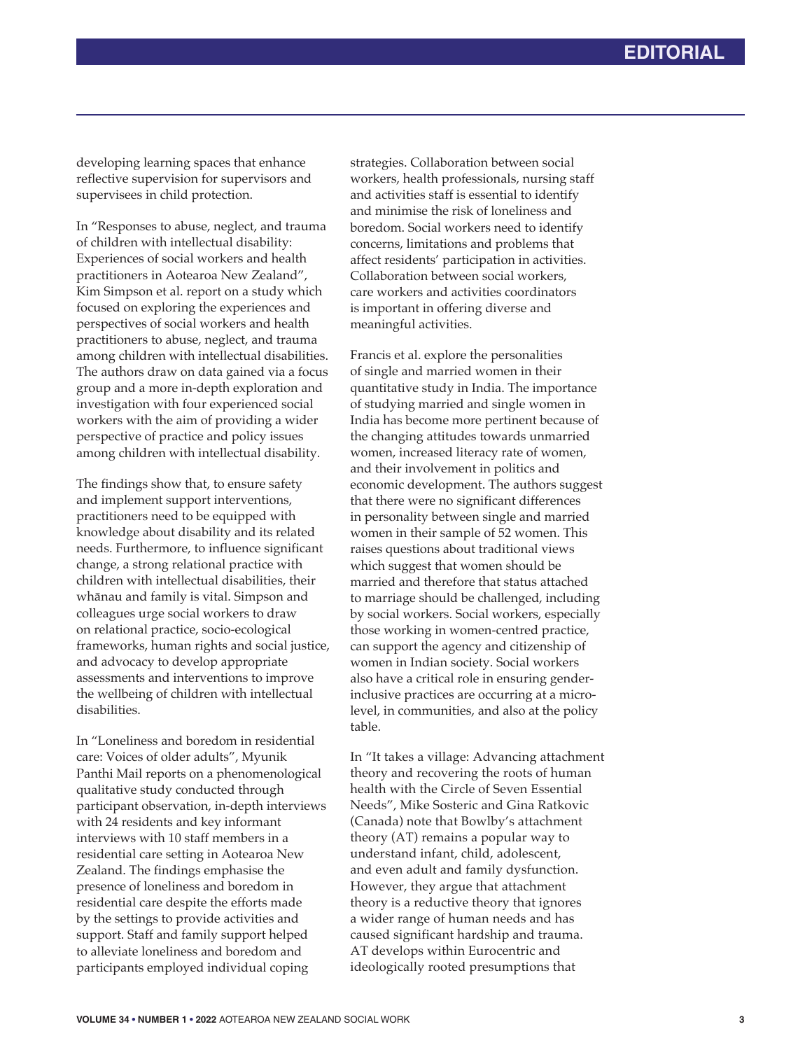developing learning spaces that enhance reflective supervision for supervisors and supervisees in child protection.

In "Responses to abuse, neglect, and trauma of children with intellectual disability: Experiences of social workers and health practitioners in Aotearoa New Zealand", Kim Simpson et al. report on a study which focused on exploring the experiences and perspectives of social workers and health practitioners to abuse, neglect, and trauma among children with intellectual disabilities. The authors draw on data gained via a focus group and a more in-depth exploration and investigation with four experienced social workers with the aim of providing a wider perspective of practice and policy issues among children with intellectual disability.

The findings show that, to ensure safety and implement support interventions, practitioners need to be equipped with knowledge about disability and its related needs. Furthermore, to influence significant change, a strong relational practice with children with intellectual disabilities, their whānau and family is vital. Simpson and colleagues urge social workers to draw on relational practice, socio-ecological frameworks, human rights and social justice, and advocacy to develop appropriate assessments and interventions to improve the wellbeing of children with intellectual disabilities.

In "Loneliness and boredom in residential care: Voices of older adults", Myunik Panthi Mail reports on a phenomenological qualitative study conducted through participant observation, in-depth interviews with 24 residents and key informant interviews with 10 staff members in a residential care setting in Aotearoa New Zealand. The findings emphasise the presence of loneliness and boredom in residential care despite the efforts made by the settings to provide activities and support. Staff and family support helped to alleviate loneliness and boredom and participants employed individual coping strategies. Collaboration between social workers, health professionals, nursing staff and activities staff is essential to identify and minimise the risk of loneliness and boredom. Social workers need to identify concerns, limitations and problems that affect residents' participation in activities. Collaboration between social workers, care workers and activities coordinators is important in offering diverse and meaningful activities.

Francis et al. explore the personalities of single and married women in their quantitative study in India. The importance of studying married and single women in India has become more pertinent because of the changing attitudes towards unmarried women, increased literacy rate of women, and their involvement in politics and economic development. The authors suggest that there were no significant differences in personality between single and married women in their sample of 52 women. This raises questions about traditional views which suggest that women should be married and therefore that status attached to marriage should be challenged, including by social workers. Social workers, especially those working in women-centred practice, can support the agency and citizenship of women in Indian society. Social workers also have a critical role in ensuring gender-inclusive practices are occurring at a micro-level, in communities, and also at the policy table.

In "It takes a village: Advancing attachment theory and recovering the roots of human health with the Circle of Seven Essential Needs", Mike Sosteric and Gina Ratkovic (Canada) note that Bowlby's attachment theory (AT) remains a popular way to understand infant, child, adolescent, and even adult and family dysfunction. However, they argue that attachment theory is a reductive theory that ignores a wider range of human needs and has caused significant hardship and trauma. AT develops within Eurocentric and ideologically rooted presumptions that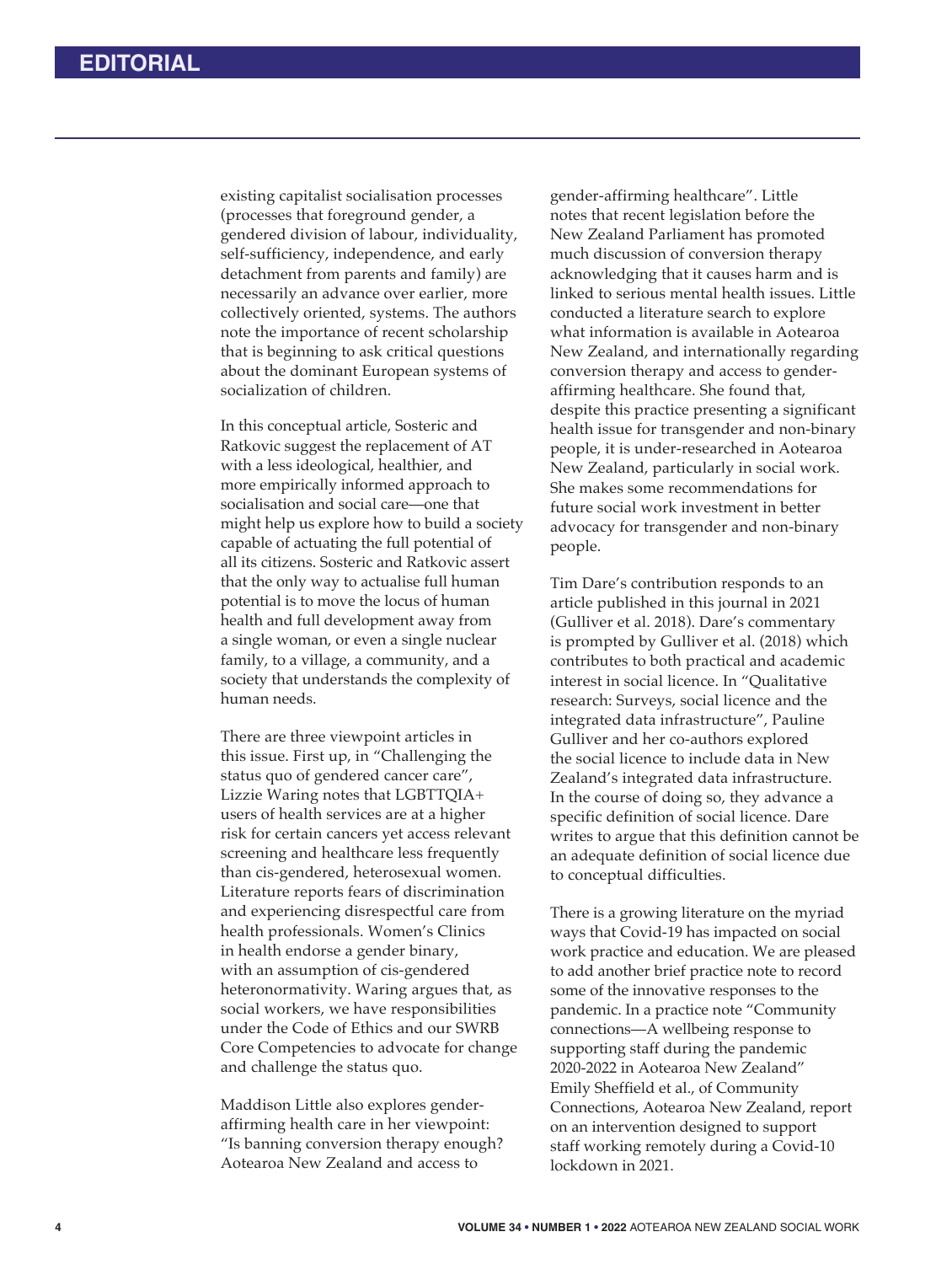existing capitalist socialisation processes (processes that foreground gender, a gendered division of labour, individuality, self-sufficiency, independence, and early detachment from parents and family) are necessarily an advance over earlier, more collectively oriented, systems. The authors note the importance of recent scholarship that is beginning to ask critical questions about the dominant European systems of socialization of children.

In this conceptual article, Sosteric and Ratkovic suggest the replacement of AT with a less ideological, healthier, and more empirically informed approach to socialisation and social care—one that might help us explore how to build a society capable of actuating the full potential of all its citizens. Sosteric and Ratkovic assert that the only way to actualise full human potential is to move the locus of human health and full development away from a single woman, or even a single nuclear family, to a village, a community, and a society that understands the complexity of human needs.

There are three viewpoint articles in this issue. First up, in "Challenging the status quo of gendered cancer care", Lizzie Waring notes that LGBTTQIA+ users of health services are at a higher risk for certain cancers yet access relevant screening and healthcare less frequently than cis-gendered, heterosexual women. Literature reports fears of discrimination and experiencing disrespectful care from health professionals. Women's Clinics in health endorse a gender binary, with an assumption of cis-gendered heteronormativity. Waring argues that, as social workers, we have responsibilities under the Code of Ethics and our SWRB Core Competencies to advocate for change and challenge the status quo.

Maddison Little also explores gender-affirming health care in her viewpoint: "Is banning conversion therapy enough? Aotearoa New Zealand and access to gender-affirming healthcare". Little notes that recent legislation before the New Zealand Parliament has promoted much discussion of conversion therapy acknowledging that it causes harm and is linked to serious mental health issues. Little conducted a literature search to explore what information is available in Aotearoa New Zealand, and internationally regarding conversion therapy and access to gender-affirming healthcare. She found that, despite this practice presenting a significant health issue for transgender and non-binary people, it is under-researched in Aotearoa New Zealand, particularly in social work. She makes some recommendations for future social work investment in better advocacy for transgender and non-binary people.

Tim Dare's contribution responds to an article published in this journal in 2021 (Gulliver et al. 2018). Dare's commentary is prompted by Gulliver et al. (2018) which contributes to both practical and academic interest in social licence. In "Qualitative research: Surveys, social licence and the integrated data infrastructure", Pauline Gulliver and her co-authors explored the social licence to include data in New Zealand's integrated data infrastructure. In the course of doing so, they advance a specific definition of social licence. Dare writes to argue that this definition cannot be an adequate definition of social licence due to conceptual difficulties.

There is a growing literature on the myriad ways that Covid-19 has impacted on social work practice and education. We are pleased to add another brief practice note to record some of the innovative responses to the pandemic. In a practice note "Community connections—A wellbeing response to supporting staff during the pandemic 2020-2022 in Aotearoa New Zealand" Emily Sheffield et al., of Community Connections, Aotearoa New Zealand, report on an intervention designed to support staff working remotely during a Covid-10 lockdown in 2021.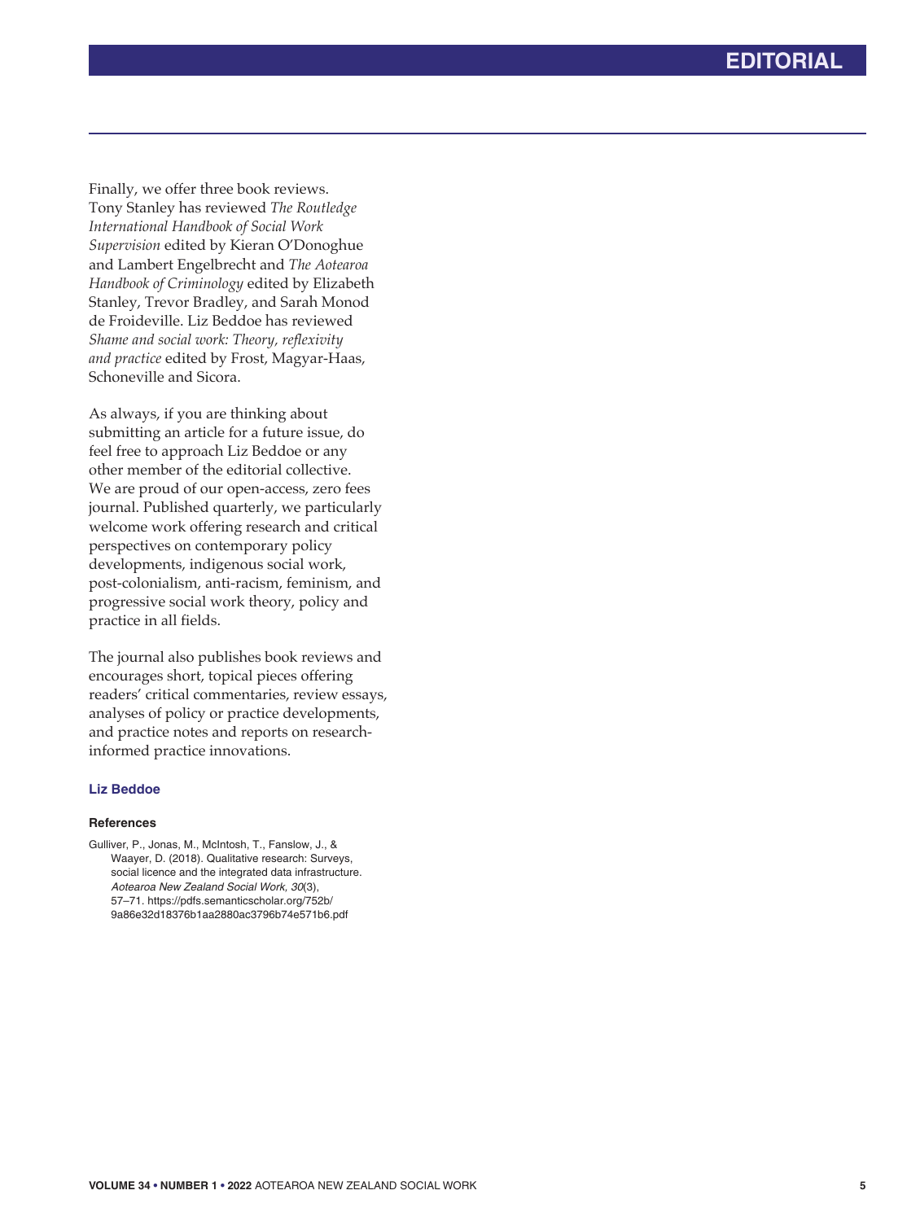Finally, we offer three book reviews. Tony Stanley has reviewed *The Routledge International Handbook of Social Work Supervision* edited by Kieran O'Donoghue and Lambert Engelbrecht and *The Aotearoa Handbook of Criminology* edited by Elizabeth Stanley, Trevor Bradley, and Sarah Monod de Froideville. Liz Beddoe has reviewed *Shame and social work: Theory, reflexivity and practice* edited by Frost, Magyar-Haas, Schoneville and Sicora.

As always, if you are thinking about submitting an article for a future issue, do feel free to approach Liz Beddoe or any other member of the editorial collective. We are proud of our open-access, zero fees journal. Published quarterly, we particularly welcome work offering research and critical perspectives on contemporary policy developments, indigenous social work, post-colonialism, anti-racism, feminism, and progressive social work theory, policy and practice in all fields.

The journal also publishes book reviews and encourages short, topical pieces offering readers' critical commentaries, review essays, analyses of policy or practice developments, and practice notes and reports on research-informed practice innovations.

**Liz Beddoe**

### References

Gulliver, P., Jonas, M., McIntosh, T., Fanslow, J., & Waayer, D. (2018). Qualitative research: Surveys, social licence and the integrated data infrastructure. *Aotearoa New Zealand Social Work*, *30*(3), 57–71. https://pdfs.semanticscholar.org/752b/9a86e32d18376b1aa2880ac3796b74e571b6.pdf